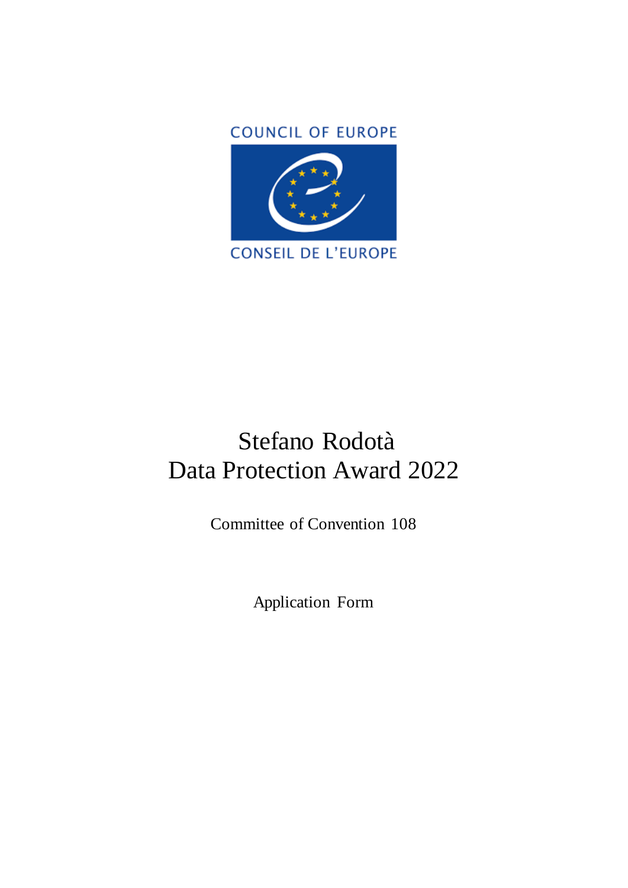COUNCIL OF EUROPE

CONSEIL DE L'EUROPE

# Stefano Rodotà Data Protection Award 2022

Committee of Convention 108

Application Form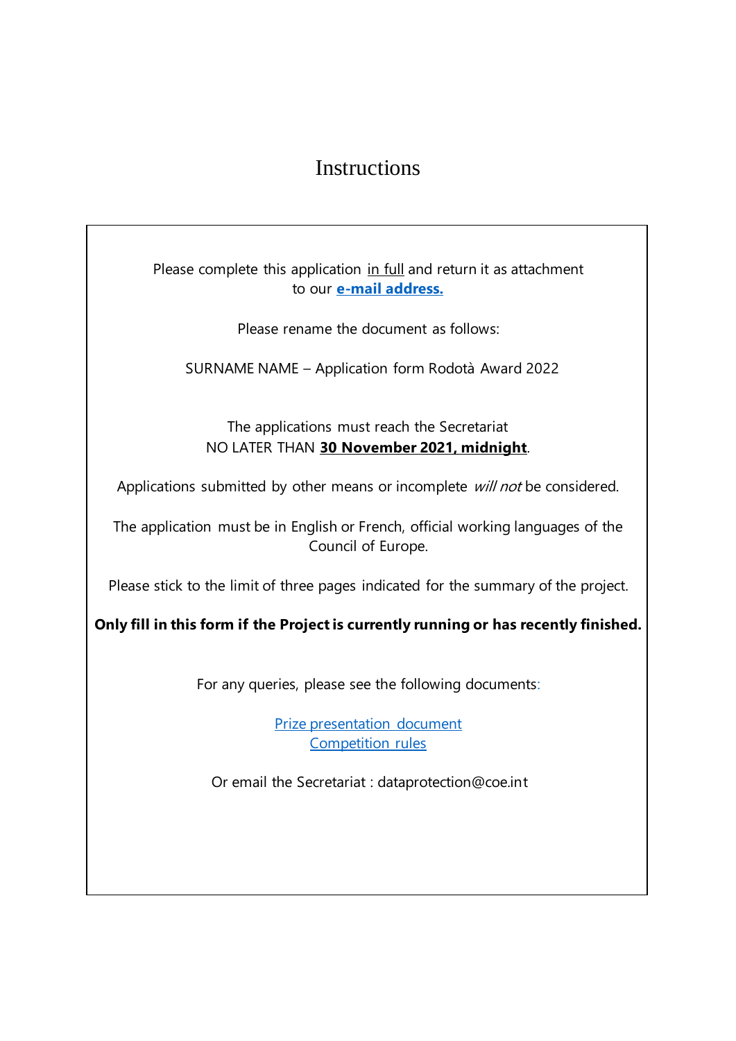# Instructions

Please complete this application <u>in full</u> and return it as attachment to our **e-mail address.**

Please rename the document as follows:

SURNAME NAME – Application form Rodotà Award 2022

The applications must reach the Secretariat NO LATER THAN **30 November 2021, midnight**.

Applications submitted by other means or incomplete *will not* be considered.

The application must be in English or French, official working languages of the Council of Europe.

Please stick to the limit of three pages indicated for the summary of the project.

**Only fill in this form if the Project is currently running or has recently finished.**

For any queries, please see the following documents:

Prize presentation document
Competition rules

Or email the Secretariat : dataprotection@coe.int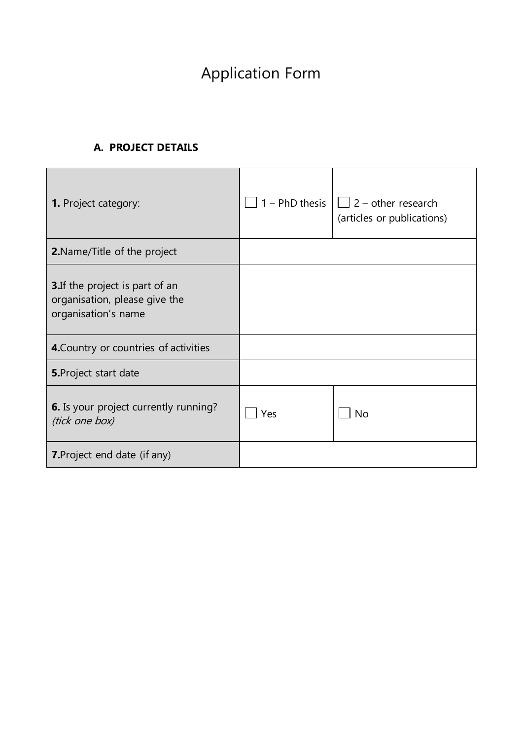# Application Form

## A. PROJECT DETAILS

| | | |
|---|---|---|
| **1.** Project category: | ☐ 1 – PhD thesis | ☐ 2 – other research (articles or publications) |
| **2.** Name/Title of the project | | |
| **3.** If the project is part of an organisation, please give the organisation's name | | |
| **4.** Country or countries of activities | | |
| **5.** Project start date | | |
| **6.** Is your project currently running? *(tick one box)* | ☐ Yes | ☐ No |
| **7.** Project end date (if any) | | |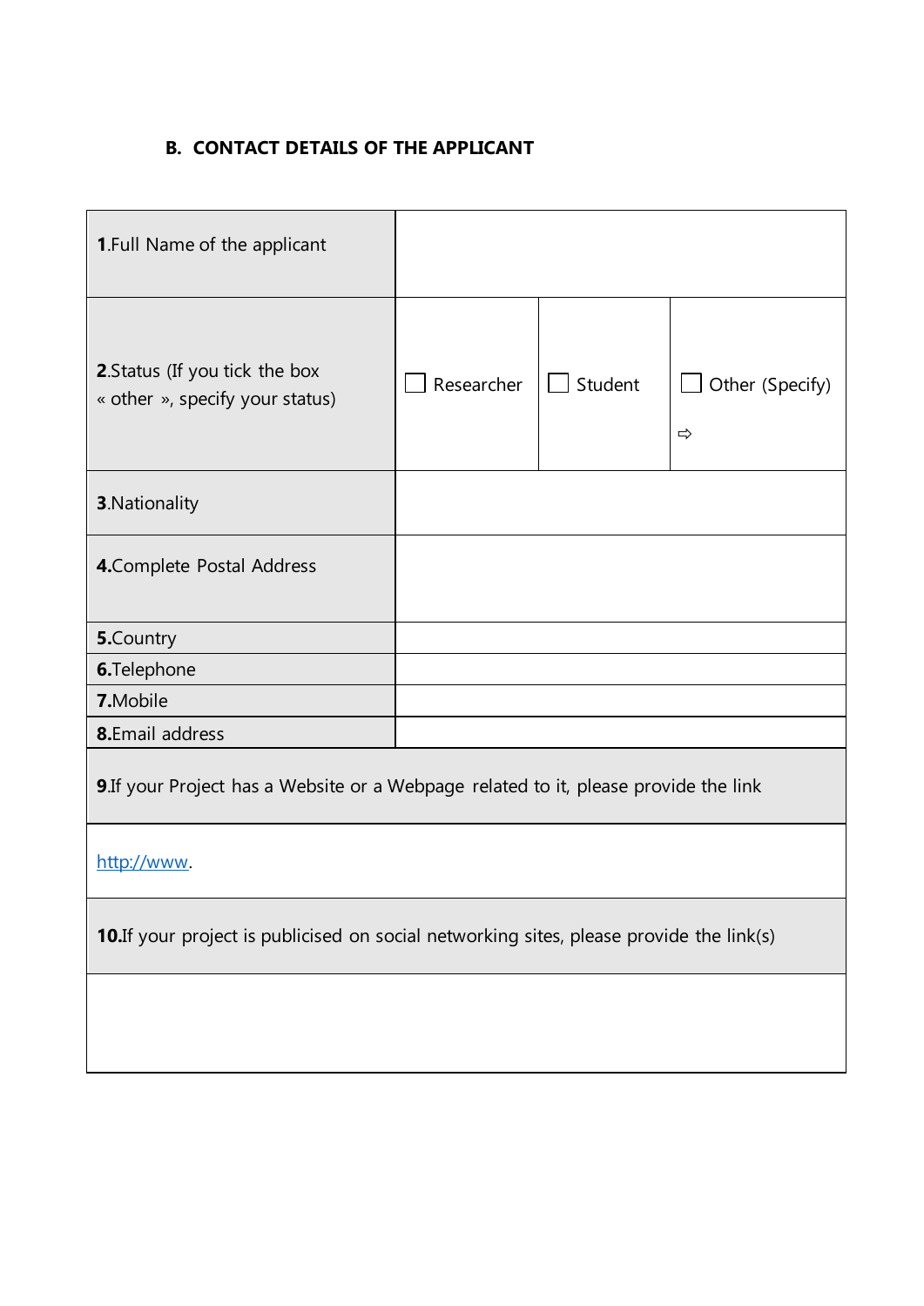## B. CONTACT DETAILS OF THE APPLICANT

| | | | |
|---|---|---|---|
| **1**.Full Name of the applicant | | | |
| **2**.Status (If you tick the box « other », specify your status) | ☐ Researcher | ☐ Student | ☐ Other (Specify) ⇨ |
| **3**.Nationality | | | |
| **4.**Complete Postal Address | | | |
| **5.**Country | | | |
| **6.**Telephone | | | |
| **7.**Mobile | | | |
| **8.**Email address | | | |

| |
|---|
| **9**.If your Project has a Website or a Webpage related to it, please provide the link |
| http://www. |
| **10.**If your project is publicised on social networking sites, please provide the link(s) |
| |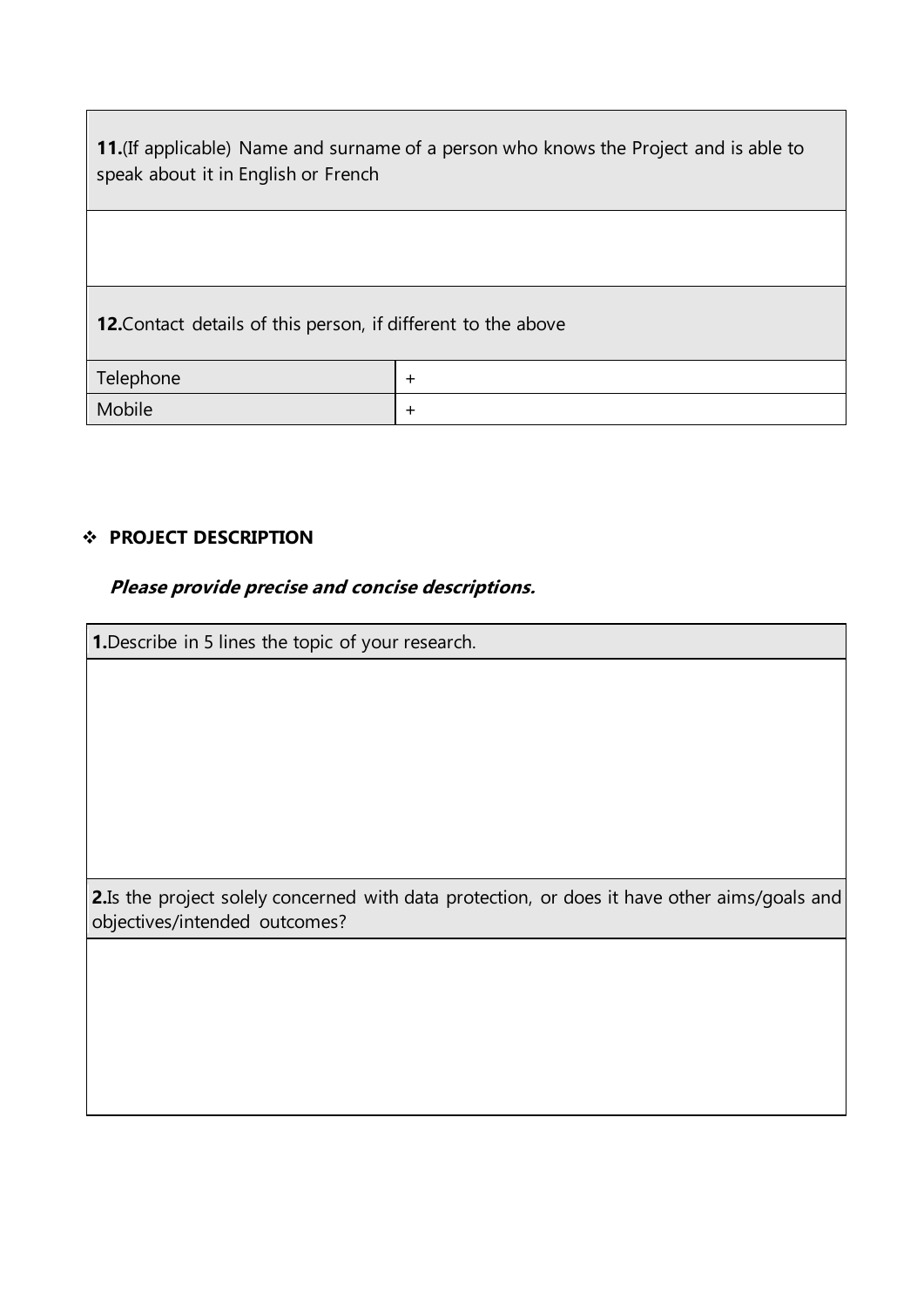| **11.**(If applicable) Name and surname of a person who knows the Project and is able to speak about it in English or French | |
| --- | --- |
| | |
| **12.**Contact details of this person, if different to the above | |
| Telephone | + |
| Mobile | + |

- **PROJECT DESCRIPTION**

***Please provide precise and concise descriptions.***

| **1.**Describe in 5 lines the topic of your research. |
| --- |
| |
| **2.**Is the project solely concerned with data protection, or does it have other aims/goals and objectives/intended outcomes? |
| |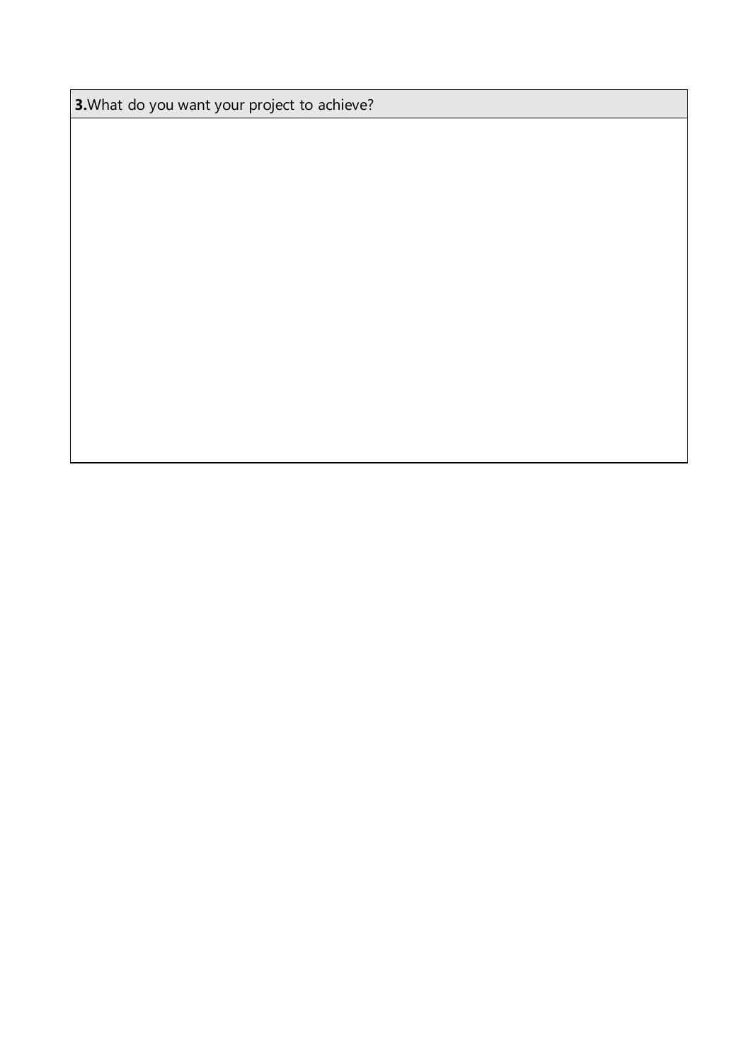| **3.** What do you want your project to achieve? |
| --- |
| |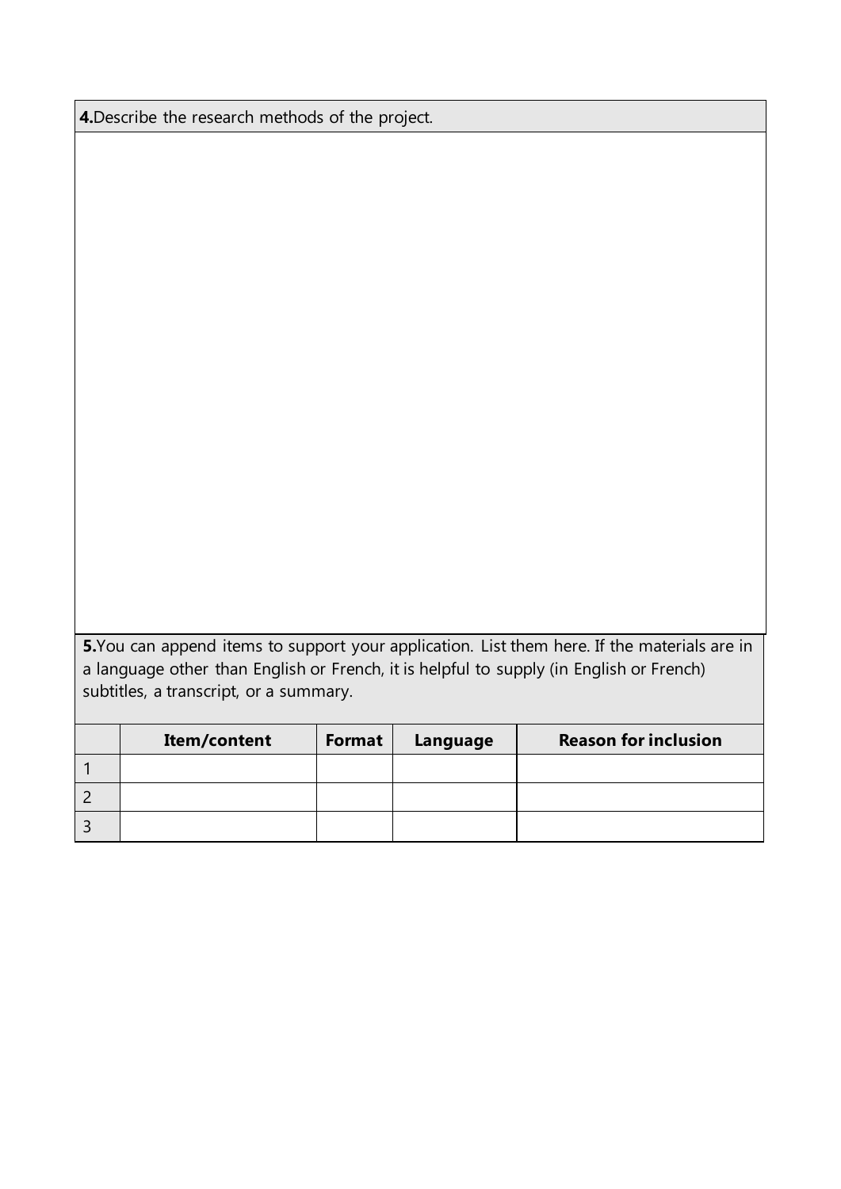**4.** Describe the research methods of the project.

**5.** You can append items to support your application. List them here. If the materials are in a language other than English or French, it is helpful to supply (in English or French) subtitles, a transcript, or a summary.

| | Item/content | Format | Language | Reason for inclusion |
|---|---|---|---|---|
| 1 | | | | |
| 2 | | | | |
| 3 | | | | |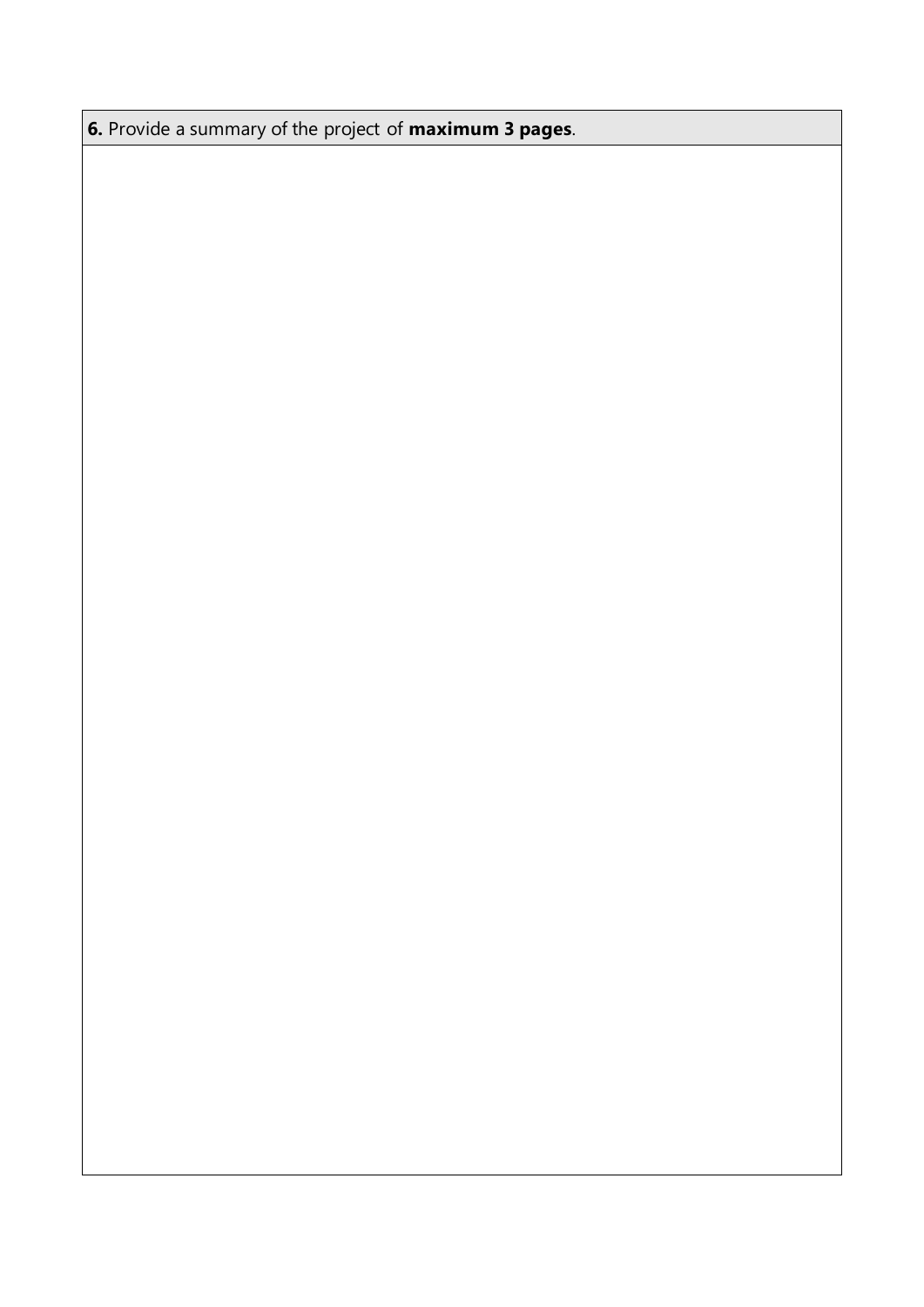| **6.** Provide a summary of the project of **maximum 3 pages**. |
| --- |
| |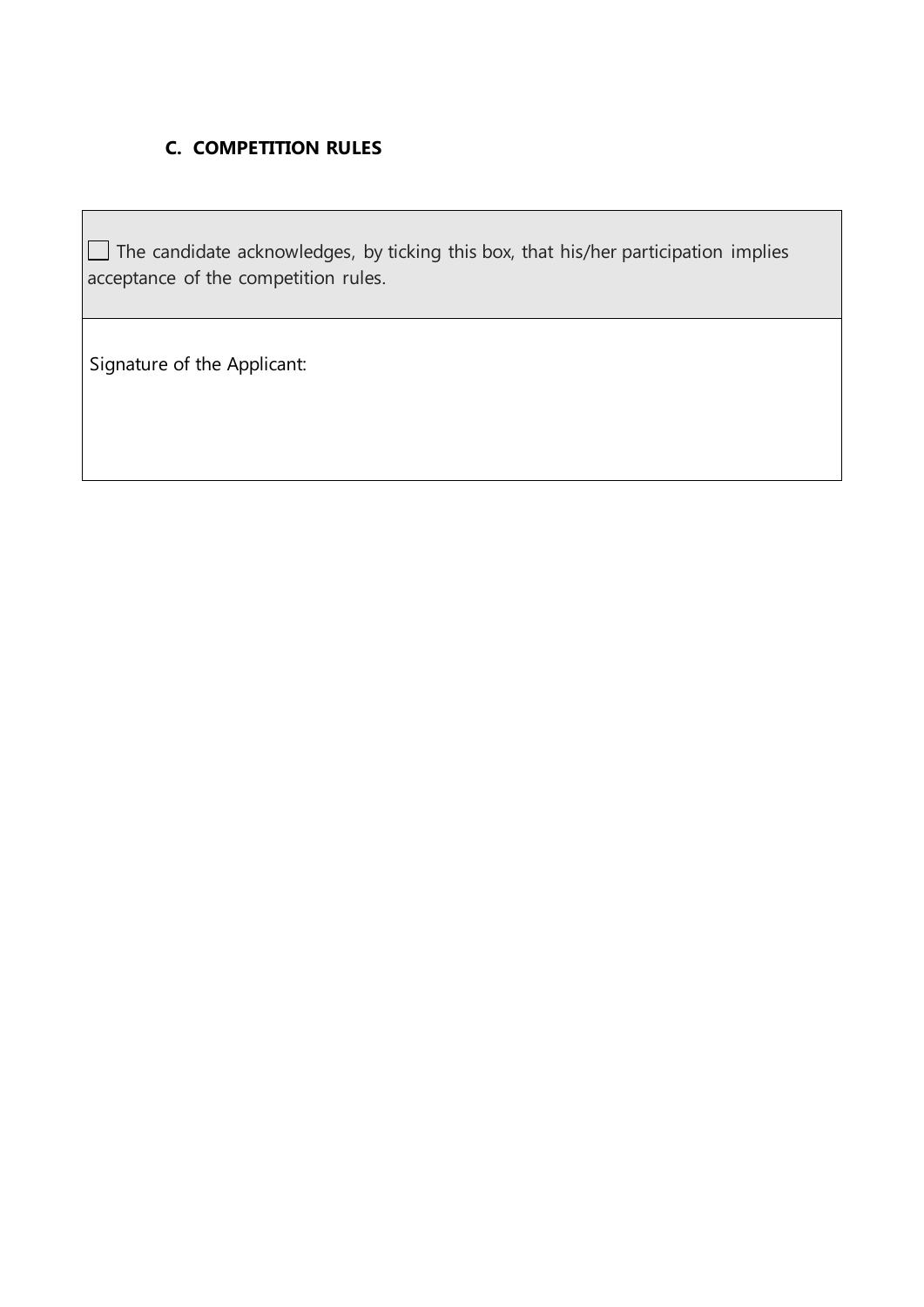### C. COMPETITION RULES

| |
|---|
| ☐ The candidate acknowledges, by ticking this box, that his/her participation implies acceptance of the competition rules. |
| Signature of the Applicant: |